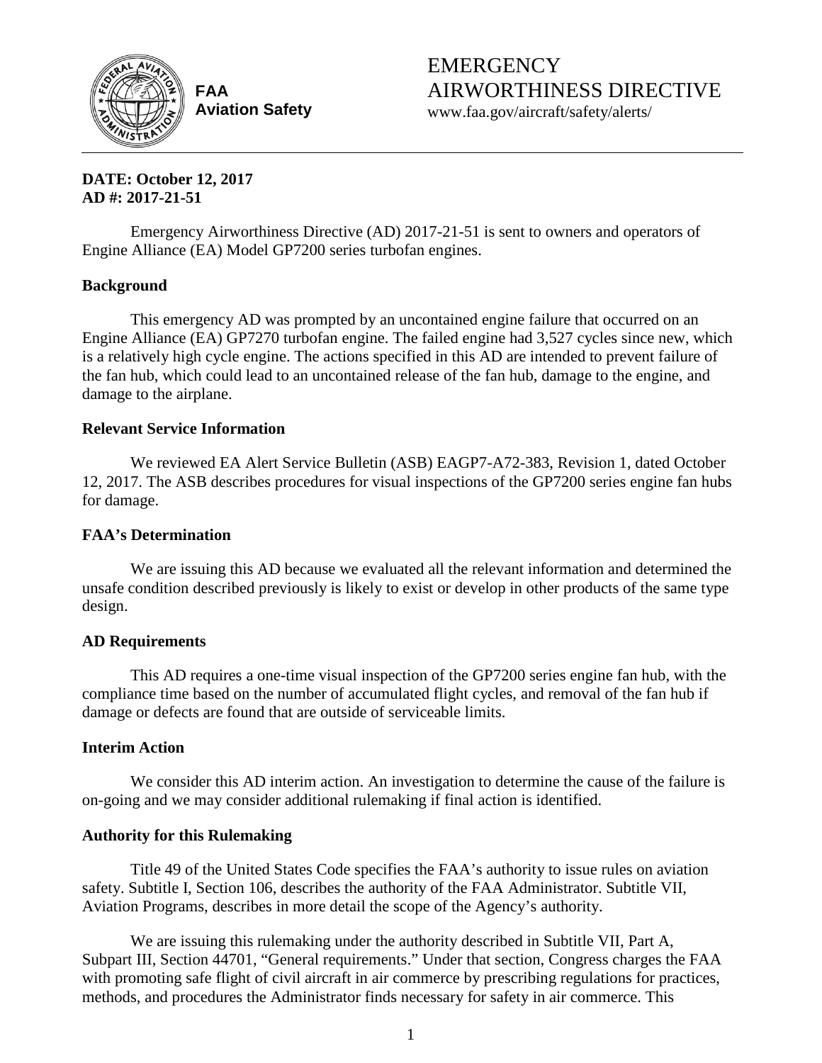**FAA**
**Aviation Safety**

# EMERGENCY AIRWORTHINESS DIRECTIVE

www.faa.gov/aircraft/safety/alerts/

**DATE: October 12, 2017**
**AD #: 2017-21-51**

Emergency Airworthiness Directive (AD) 2017-21-51 is sent to owners and operators of Engine Alliance (EA) Model GP7200 series turbofan engines.

### Background

This emergency AD was prompted by an uncontained engine failure that occurred on an Engine Alliance (EA) GP7270 turbofan engine. The failed engine had 3,527 cycles since new, which is a relatively high cycle engine. The actions specified in this AD are intended to prevent failure of the fan hub, which could lead to an uncontained release of the fan hub, damage to the engine, and damage to the airplane.

### Relevant Service Information

We reviewed EA Alert Service Bulletin (ASB) EAGP7-A72-383, Revision 1, dated October 12, 2017. The ASB describes procedures for visual inspections of the GP7200 series engine fan hubs for damage.

### FAA's Determination

We are issuing this AD because we evaluated all the relevant information and determined the unsafe condition described previously is likely to exist or develop in other products of the same type design.

### AD Requirements

This AD requires a one-time visual inspection of the GP7200 series engine fan hub, with the compliance time based on the number of accumulated flight cycles, and removal of the fan hub if damage or defects are found that are outside of serviceable limits.

### Interim Action

We consider this AD interim action. An investigation to determine the cause of the failure is on-going and we may consider additional rulemaking if final action is identified.

### Authority for this Rulemaking

Title 49 of the United States Code specifies the FAA's authority to issue rules on aviation safety. Subtitle I, Section 106, describes the authority of the FAA Administrator. Subtitle VII, Aviation Programs, describes in more detail the scope of the Agency's authority.

We are issuing this rulemaking under the authority described in Subtitle VII, Part A, Subpart III, Section 44701, "General requirements." Under that section, Congress charges the FAA with promoting safe flight of civil aircraft in air commerce by prescribing regulations for practices, methods, and procedures the Administrator finds necessary for safety in air commerce. This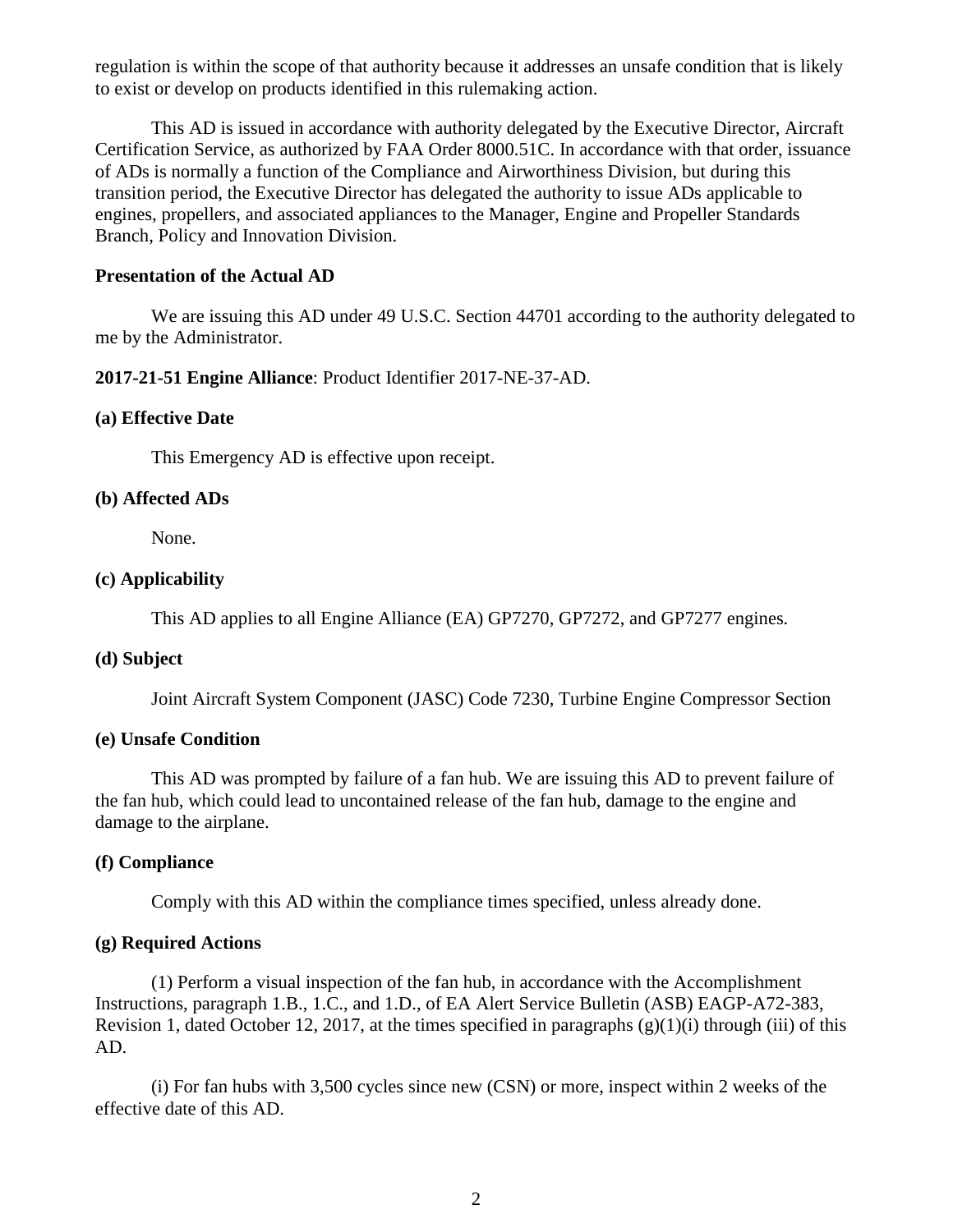regulation is within the scope of that authority because it addresses an unsafe condition that is likely to exist or develop on products identified in this rulemaking action.

This AD is issued in accordance with authority delegated by the Executive Director, Aircraft Certification Service, as authorized by FAA Order 8000.51C. In accordance with that order, issuance of ADs is normally a function of the Compliance and Airworthiness Division, but during this transition period, the Executive Director has delegated the authority to issue ADs applicable to engines, propellers, and associated appliances to the Manager, Engine and Propeller Standards Branch, Policy and Innovation Division.

**Presentation of the Actual AD**

We are issuing this AD under 49 U.S.C. Section 44701 according to the authority delegated to me by the Administrator.

**2017-21-51 Engine Alliance**: Product Identifier 2017-NE-37-AD.

**(a) Effective Date**

This Emergency AD is effective upon receipt.

**(b) Affected ADs**

None.

**(c) Applicability**

This AD applies to all Engine Alliance (EA) GP7270, GP7272, and GP7277 engines.

**(d) Subject**

Joint Aircraft System Component (JASC) Code 7230, Turbine Engine Compressor Section

**(e) Unsafe Condition**

This AD was prompted by failure of a fan hub. We are issuing this AD to prevent failure of the fan hub, which could lead to uncontained release of the fan hub, damage to the engine and damage to the airplane.

**(f) Compliance**

Comply with this AD within the compliance times specified, unless already done.

**(g) Required Actions**

(1) Perform a visual inspection of the fan hub, in accordance with the Accomplishment Instructions, paragraph 1.B., 1.C., and 1.D., of EA Alert Service Bulletin (ASB) EAGP-A72-383, Revision 1, dated October 12, 2017, at the times specified in paragraphs (g)(1)(i) through (iii) of this AD.

(i) For fan hubs with 3,500 cycles since new (CSN) or more, inspect within 2 weeks of the effective date of this AD.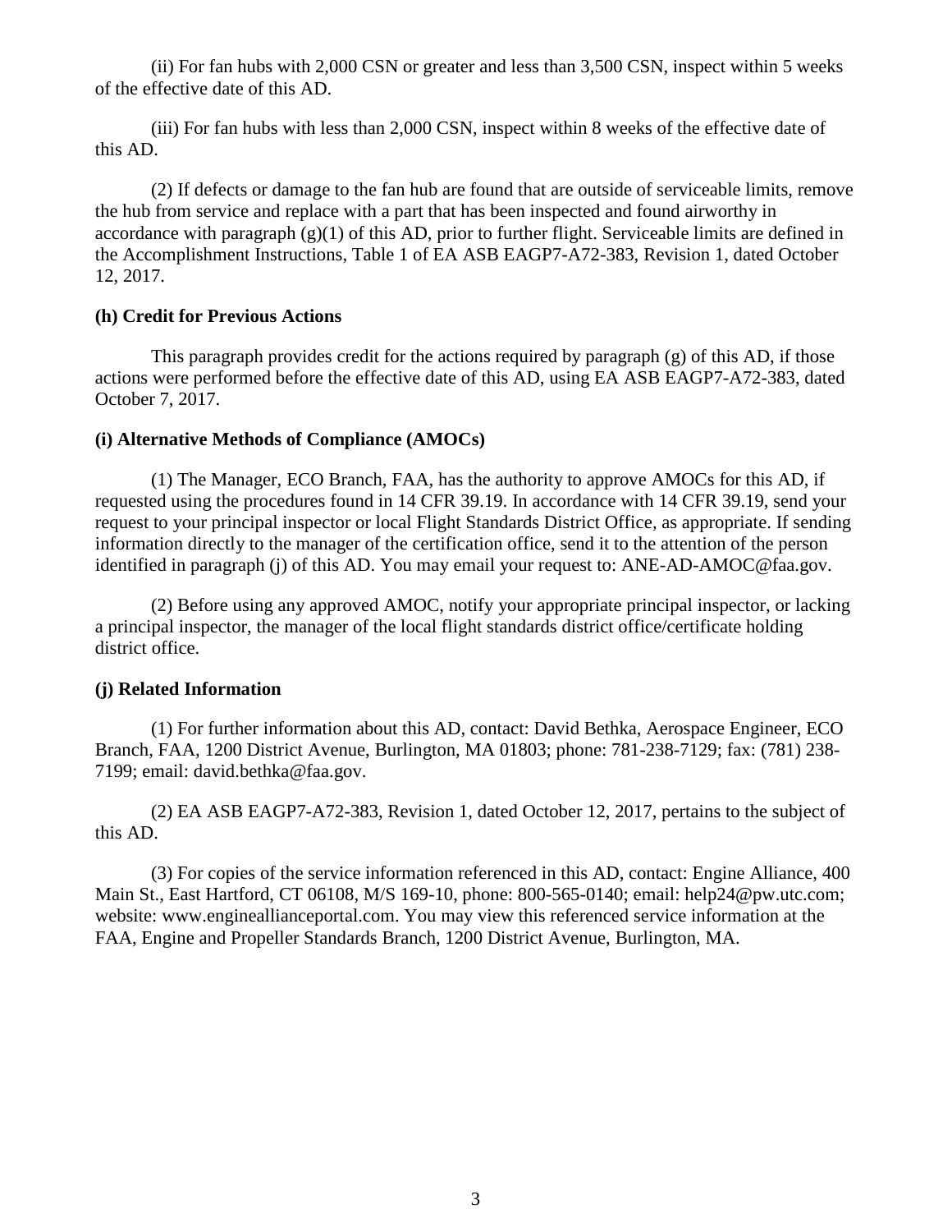(ii) For fan hubs with 2,000 CSN or greater and less than 3,500 CSN, inspect within 5 weeks of the effective date of this AD.

(iii) For fan hubs with less than 2,000 CSN, inspect within 8 weeks of the effective date of this AD.

(2) If defects or damage to the fan hub are found that are outside of serviceable limits, remove the hub from service and replace with a part that has been inspected and found airworthy in accordance with paragraph (g)(1) of this AD, prior to further flight. Serviceable limits are defined in the Accomplishment Instructions, Table 1 of EA ASB EAGP7-A72-383, Revision 1, dated October 12, 2017.

**(h) Credit for Previous Actions**

This paragraph provides credit for the actions required by paragraph (g) of this AD, if those actions were performed before the effective date of this AD, using EA ASB EAGP7-A72-383, dated October 7, 2017.

**(i) Alternative Methods of Compliance (AMOCs)**

(1) The Manager, ECO Branch, FAA, has the authority to approve AMOCs for this AD, if requested using the procedures found in 14 CFR 39.19. In accordance with 14 CFR 39.19, send your request to your principal inspector or local Flight Standards District Office, as appropriate. If sending information directly to the manager of the certification office, send it to the attention of the person identified in paragraph (j) of this AD. You may email your request to: ANE-AD-AMOC@faa.gov.

(2) Before using any approved AMOC, notify your appropriate principal inspector, or lacking a principal inspector, the manager of the local flight standards district office/certificate holding district office.

**(j) Related Information**

(1) For further information about this AD, contact: David Bethka, Aerospace Engineer, ECO Branch, FAA, 1200 District Avenue, Burlington, MA 01803; phone: 781-238-7129; fax: (781) 238-7199; email: david.bethka@faa.gov.

(2) EA ASB EAGP7-A72-383, Revision 1, dated October 12, 2017, pertains to the subject of this AD.

(3) For copies of the service information referenced in this AD, contact: Engine Alliance, 400 Main St., East Hartford, CT 06108, M/S 169-10, phone: 800-565-0140; email: help24@pw.utc.com; website: www.enginealliance portal.com. You may view this referenced service information at the FAA, Engine and Propeller Standards Branch, 1200 District Avenue, Burlington, MA.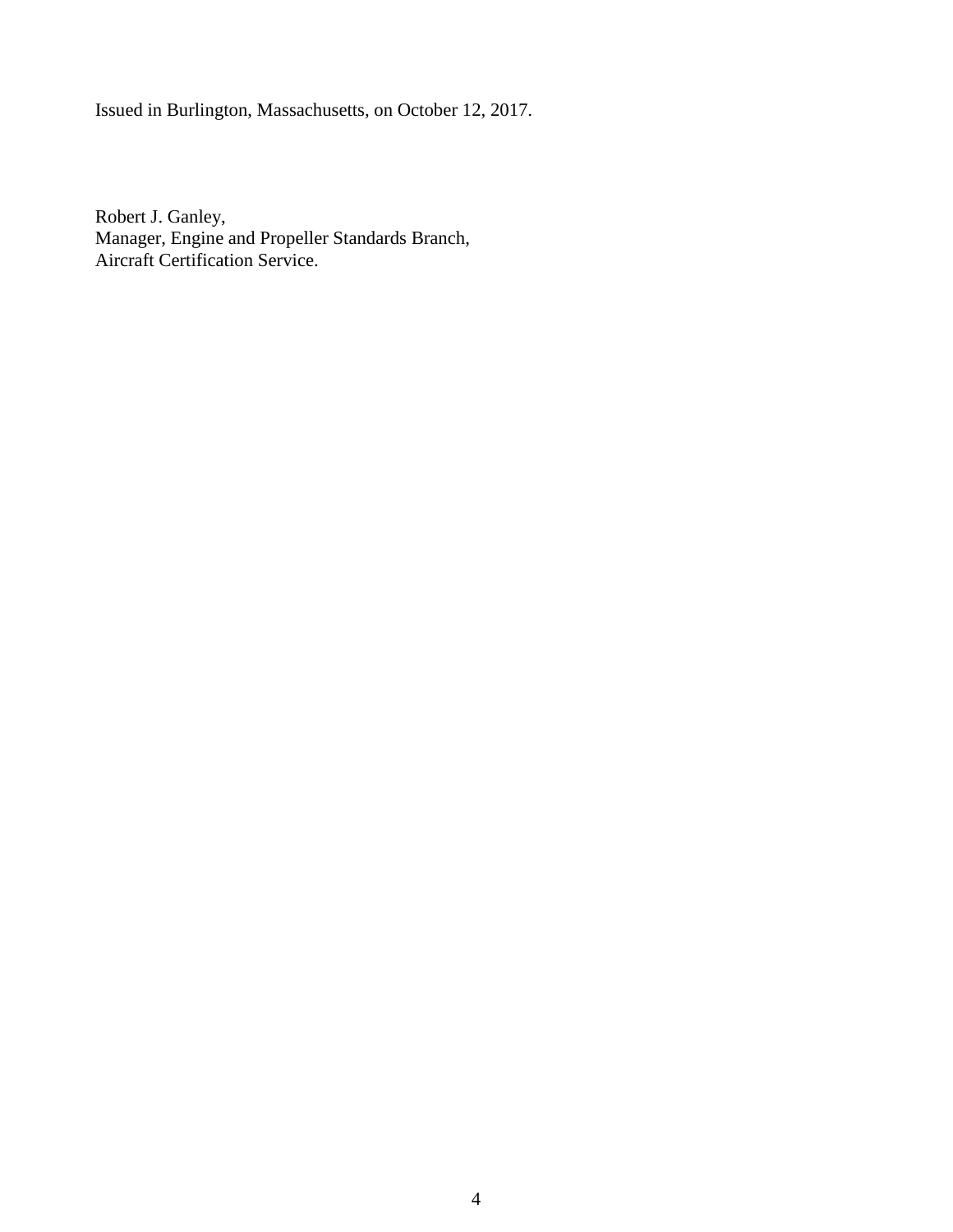Issued in Burlington, Massachusetts, on October 12, 2017.

Robert J. Ganley,
Manager, Engine and Propeller Standards Branch,
Aircraft Certification Service.